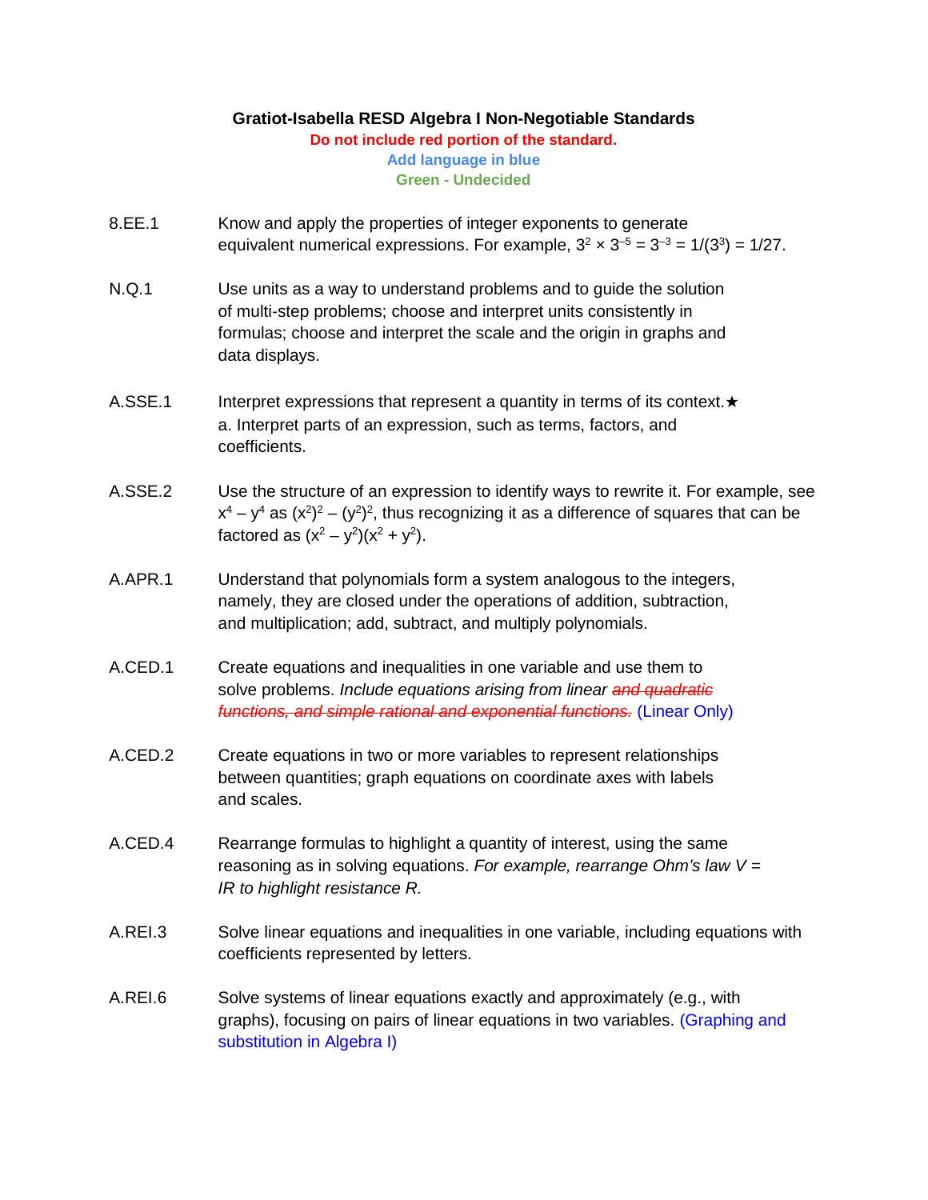# Gratiot-Isabella RESD Algebra I Non-Negotiable Standards

**Do not include red portion of the standard.**

**Add language in blue**

**Green - Undecided**

**8.EE.1** Know and apply the properties of integer exponents to generate equivalent numerical expressions. For example, $3^2 \times 3^{-5} = 3^{-3} = 1/(3^3) = 1/27$.

**N.Q.1** Use units as a way to understand problems and to guide the solution of multi-step problems; choose and interpret units consistently in formulas; choose and interpret the scale and the origin in graphs and data displays.

**A.SSE.1** Interpret expressions that represent a quantity in terms of its context.★
a. Interpret parts of an expression, such as terms, factors, and coefficients.

**A.SSE.2** Use the structure of an expression to identify ways to rewrite it. For example, see $x^4 - y^4$ as $(x^2)^2 - (y^2)^2$, thus recognizing it as a difference of squares that can be factored as $(x^2 - y^2)(x^2 + y^2)$.

**A.APR.1** Understand that polynomials form a system analogous to the integers, namely, they are closed under the operations of addition, subtraction, and multiplication; add, subtract, and multiply polynomials.

**A.CED.1** Create equations and inequalities in one variable and use them to solve problems. *Include equations arising from linear ~~and quadratic functions, and simple rational and exponential functions.~~* (Linear Only)

**A.CED.2** Create equations in two or more variables to represent relationships between quantities; graph equations on coordinate axes with labels and scales.

**A.CED.4** Rearrange formulas to highlight a quantity of interest, using the same reasoning as in solving equations. *For example, rearrange Ohm's law V = IR to highlight resistance R.*

**A.REI.3** Solve linear equations and inequalities in one variable, including equations with coefficients represented by letters.

**A.REI.6** Solve systems of linear equations exactly and approximately (e.g., with graphs), focusing on pairs of linear equations in two variables. (Graphing and substitution in Algebra I)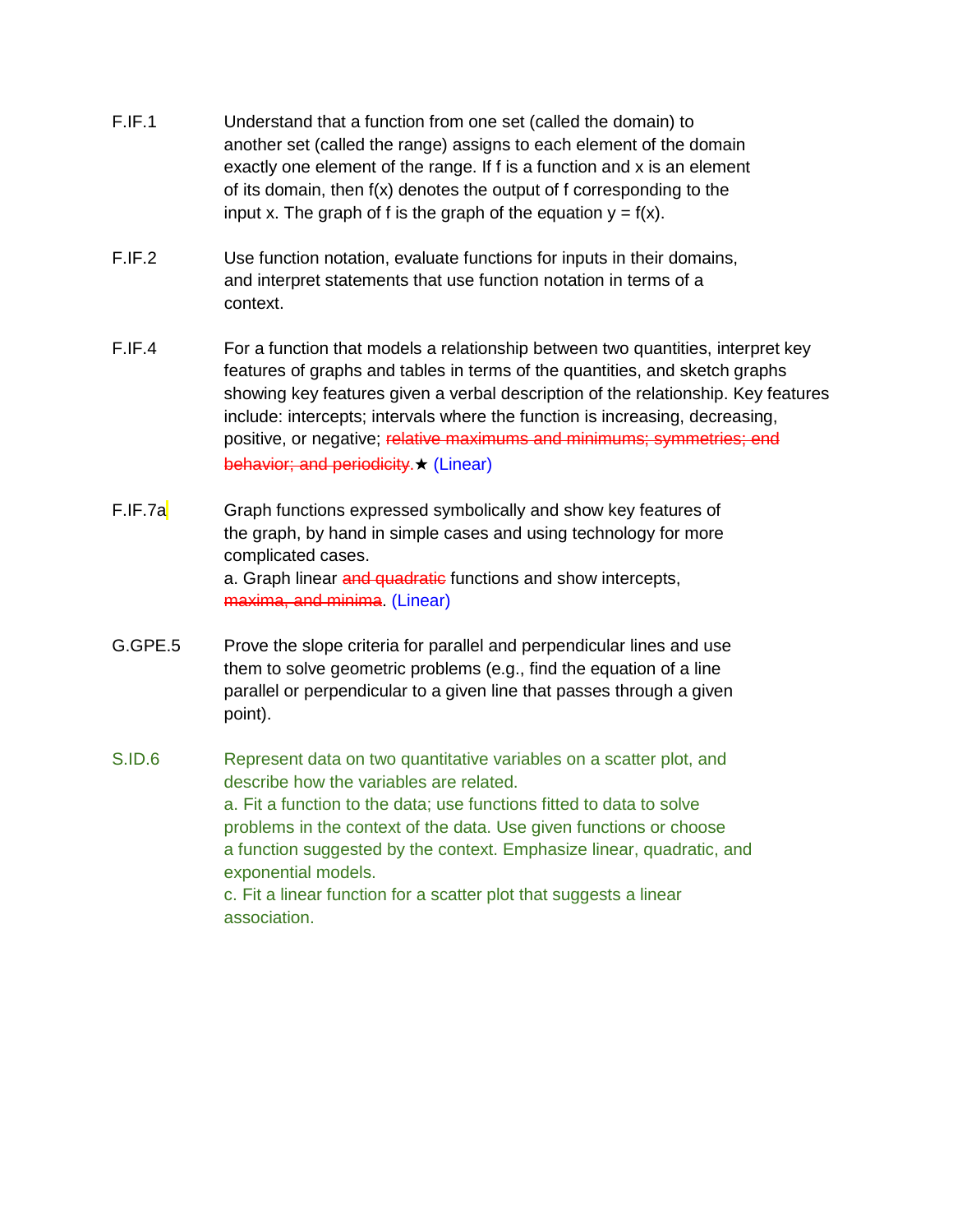F.IF.1 Understand that a function from one set (called the domain) to another set (called the range) assigns to each element of the domain exactly one element of the range. If f is a function and x is an element of its domain, then f(x) denotes the output of f corresponding to the input x. The graph of f is the graph of the equation y = f(x).

F.IF.2 Use function notation, evaluate functions for inputs in their domains, and interpret statements that use function notation in terms of a context.

F.IF.4 For a function that models a relationship between two quantities, interpret key features of graphs and tables in terms of the quantities, and sketch graphs showing key features given a verbal description of the relationship. Key features include: intercepts; intervals where the function is increasing, decreasing, positive, or negative; ~~relative maximums and minimums; symmetries; end behavior; and periodicity.~~★ (Linear)

F.IF.7a Graph functions expressed symbolically and show key features of the graph, by hand in simple cases and using technology for more complicated cases.
a. Graph linear ~~and quadratic~~ functions and show intercepts, ~~maxima, and minima~~. (Linear)

G.GPE.5 Prove the slope criteria for parallel and perpendicular lines and use them to solve geometric problems (e.g., find the equation of a line parallel or perpendicular to a given line that passes through a given point).

S.ID.6 Represent data on two quantitative variables on a scatter plot, and describe how the variables are related.
a. Fit a function to the data; use functions fitted to data to solve problems in the context of the data. Use given functions or choose a function suggested by the context. Emphasize linear, quadratic, and exponential models.
c. Fit a linear function for a scatter plot that suggests a linear association.